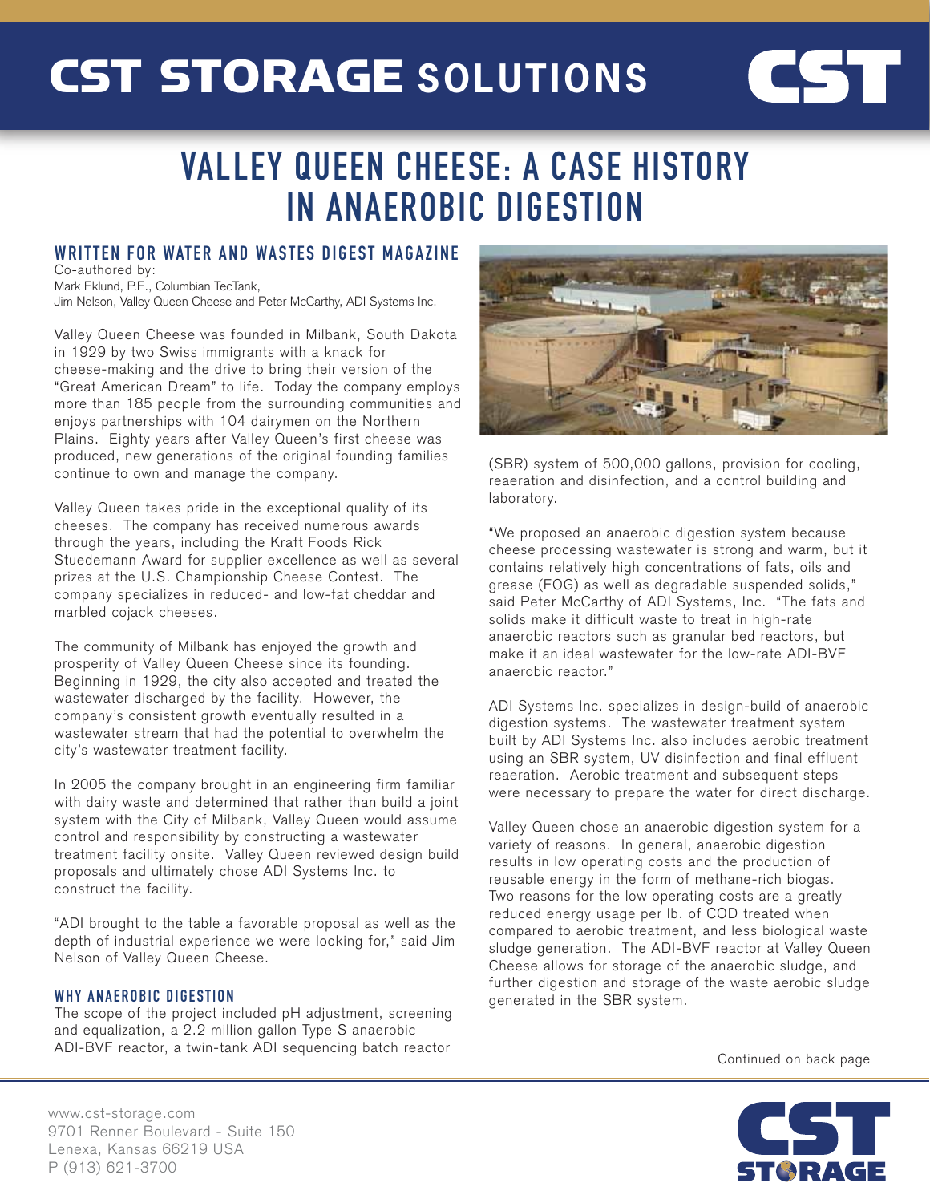# CST STORAGE SOLUTIONS

# VALLEY QUEEN CHEESE: A CASE HISTORY IN ANAEROBIC DIGESTION

## WRITTEN FOR WATER AND WASTES DIGEST MAGAZINE

Co-authored by:
Mark Eklund, P.E., Columbian TecTank,
Jim Nelson, Valley Queen Cheese and Peter McCarthy, ADI Systems Inc.

Valley Queen Cheese was founded in Milbank, South Dakota in 1929 by two Swiss immigrants with a knack for cheese-making and the drive to bring their version of the "Great American Dream" to life. Today the company employs more than 185 people from the surrounding communities and enjoys partnerships with 104 dairymen on the Northern Plains. Eighty years after Valley Queen's first cheese was produced, new generations of the original founding families continue to own and manage the company.

Valley Queen takes pride in the exceptional quality of its cheeses. The company has received numerous awards through the years, including the Kraft Foods Rick Stuedemann Award for supplier excellence as well as several prizes at the U.S. Championship Cheese Contest. The company specializes in reduced- and low-fat cheddar and marbled cojack cheeses.

The community of Milbank has enjoyed the growth and prosperity of Valley Queen Cheese since its founding. Beginning in 1929, the city also accepted and treated the wastewater discharged by the facility. However, the company's consistent growth eventually resulted in a wastewater stream that had the potential to overwhelm the city's wastewater treatment facility.

In 2005 the company brought in an engineering firm familiar with dairy waste and determined that rather than build a joint system with the City of Milbank, Valley Queen would assume control and responsibility by constructing a wastewater treatment facility onsite. Valley Queen reviewed design build proposals and ultimately chose ADI Systems Inc. to construct the facility.

"ADI brought to the table a favorable proposal as well as the depth of industrial experience we were looking for," said Jim Nelson of Valley Queen Cheese.

### WHY ANAEROBIC DIGESTION

The scope of the project included pH adjustment, screening and equalization, a 2.2 million gallon Type S anaerobic ADI-BVF reactor, a twin-tank ADI sequencing batch reactor (SBR) system of 500,000 gallons, provision for cooling, reaeration and disinfection, and a control building and laboratory.

"We proposed an anaerobic digestion system because cheese processing wastewater is strong and warm, but it contains relatively high concentrations of fats, oils and grease (FOG) as well as degradable suspended solids," said Peter McCarthy of ADI Systems, Inc. "The fats and solids make it difficult waste to treat in high-rate anaerobic reactors such as granular bed reactors, but make it an ideal wastewater for the low-rate ADI-BVF anaerobic reactor."

ADI Systems Inc. specializes in design-build of anaerobic digestion systems. The wastewater treatment system built by ADI Systems Inc. also includes aerobic treatment using an SBR system, UV disinfection and final effluent reaeration. Aerobic treatment and subsequent steps were necessary to prepare the water for direct discharge.

Valley Queen chose an anaerobic digestion system for a variety of reasons. In general, anaerobic digestion results in low operating costs and the production of reusable energy in the form of methane-rich biogas. Two reasons for the low operating costs are a greatly reduced energy usage per lb. of COD treated when compared to aerobic treatment, and less biological waste sludge generation. The ADI-BVF reactor at Valley Queen Cheese allows for storage of the anaerobic sludge, and further digestion and storage of the waste aerobic sludge generated in the SBR system.

Continued on back page

www.cst-storage.com
9701 Renner Boulevard - Suite 150
Lenexa, Kansas 66219 USA
P (913) 621-3700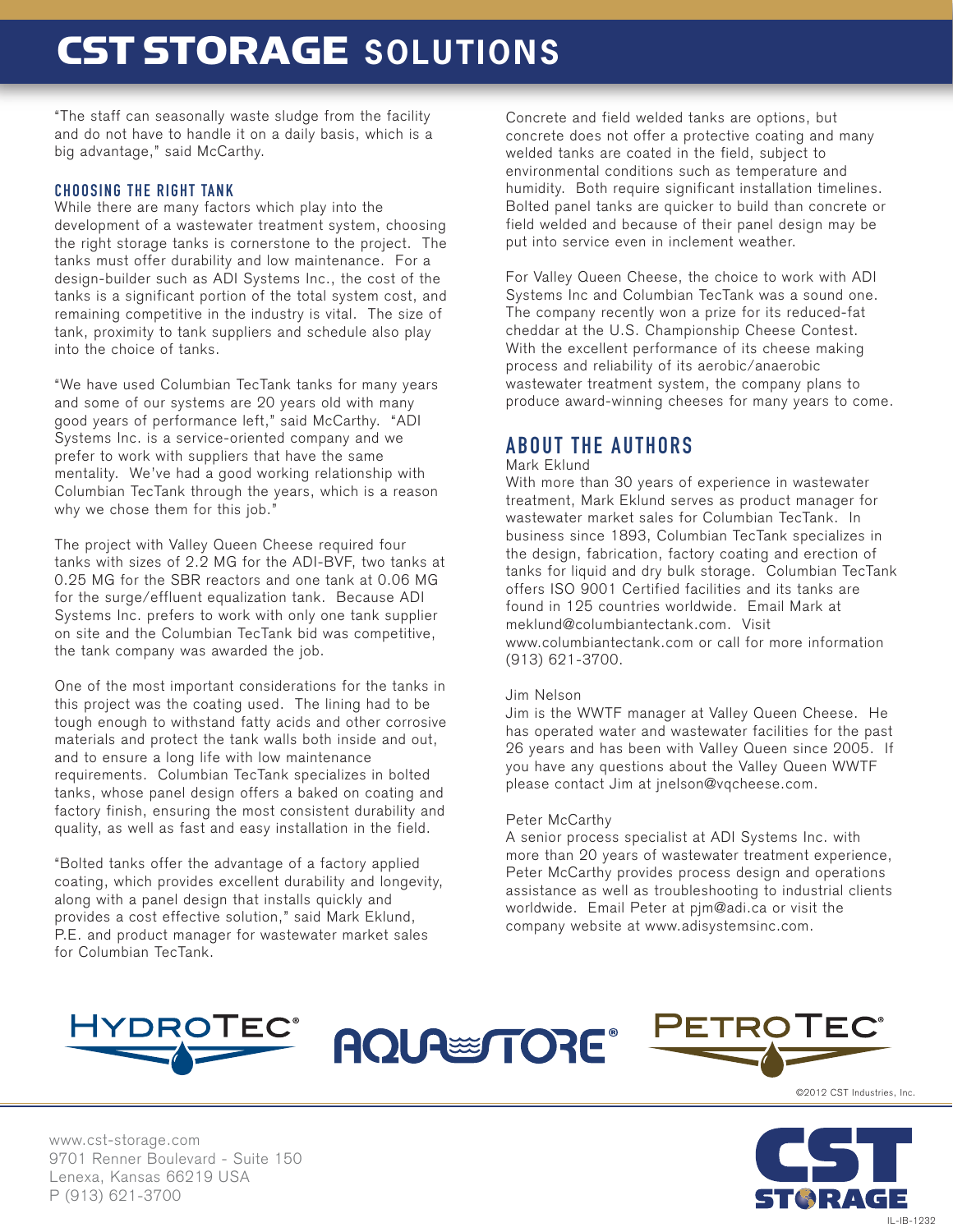"The staff can seasonally waste sludge from the facility and do not have to handle it on a daily basis, which is a big advantage," said McCarthy.

### CHOOSING THE RIGHT TANK

While there are many factors which play into the development of a wastewater treatment system, choosing the right storage tanks is cornerstone to the project. The tanks must offer durability and low maintenance. For a design-builder such as ADI Systems Inc., the cost of the tanks is a significant portion of the total system cost, and remaining competitive in the industry is vital. The size of tank, proximity to tank suppliers and schedule also play into the choice of tanks.

"We have used Columbian TecTank tanks for many years and some of our systems are 20 years old with many good years of performance left," said McCarthy. "ADI Systems Inc. is a service-oriented company and we prefer to work with suppliers that have the same mentality. We've had a good working relationship with Columbian TecTank through the years, which is a reason why we chose them for this job."

The project with Valley Queen Cheese required four tanks with sizes of 2.2 MG for the ADI-BVF, two tanks at 0.25 MG for the SBR reactors and one tank at 0.06 MG for the surge/effluent equalization tank. Because ADI Systems Inc. prefers to work with only one tank supplier on site and the Columbian TecTank bid was competitive, the tank company was awarded the job.

One of the most important considerations for the tanks in this project was the coating used. The lining had to be tough enough to withstand fatty acids and other corrosive materials and protect the tank walls both inside and out, and to ensure a long life with low maintenance requirements. Columbian TecTank specializes in bolted tanks, whose panel design offers a baked on coating and factory finish, ensuring the most consistent durability and quality, as well as fast and easy installation in the field.

"Bolted tanks offer the advantage of a factory applied coating, which provides excellent durability and longevity, along with a panel design that installs quickly and provides a cost effective solution," said Mark Eklund, P.E. and product manager for wastewater market sales for Columbian TecTank.

Concrete and field welded tanks are options, but concrete does not offer a protective coating and many welded tanks are coated in the field, subject to environmental conditions such as temperature and humidity. Both require significant installation timelines. Bolted panel tanks are quicker to build than concrete or field welded and because of their panel design may be put into service even in inclement weather.

For Valley Queen Cheese, the choice to work with ADI Systems Inc and Columbian TecTank was a sound one. The company recently won a prize for its reduced-fat cheddar at the U.S. Championship Cheese Contest. With the excellent performance of its cheese making process and reliability of its aerobic/anaerobic wastewater treatment system, the company plans to produce award-winning cheeses for many years to come.

## ABOUT THE AUTHORS

Mark Eklund

With more than 30 years of experience in wastewater treatment, Mark Eklund serves as product manager for wastewater market sales for Columbian TecTank. In business since 1893, Columbian TecTank specializes in the design, fabrication, factory coating and erection of tanks for liquid and dry bulk storage. Columbian TecTank offers ISO 9001 Certified facilities and its tanks are found in 125 countries worldwide. Email Mark at meklund@columbiantectank.com. Visit www.columbiantectank.com or call for more information (913) 621-3700.

Jim Nelson

Jim is the WWTF manager at Valley Queen Cheese. He has operated water and wastewater facilities for the past 26 years and has been with Valley Queen since 2005. If you have any questions about the Valley Queen WWTF please contact Jim at jnelson@vqcheese.com.

Peter McCarthy

A senior process specialist at ADI Systems Inc. with more than 20 years of wastewater treatment experience, Peter McCarthy provides process design and operations assistance as well as troubleshooting to industrial clients worldwide. Email Peter at pjm@adi.ca or visit the company website at www.adisystemsinc.com.

HYDROTEC® AQUASTORE® PETROTEC®

©2012 CST Industries, Inc.

www.cst-storage.com
9701 Renner Boulevard - Suite 150
Lenexa, Kansas 66219 USA
P (913) 621-3700

IL-IB-1232